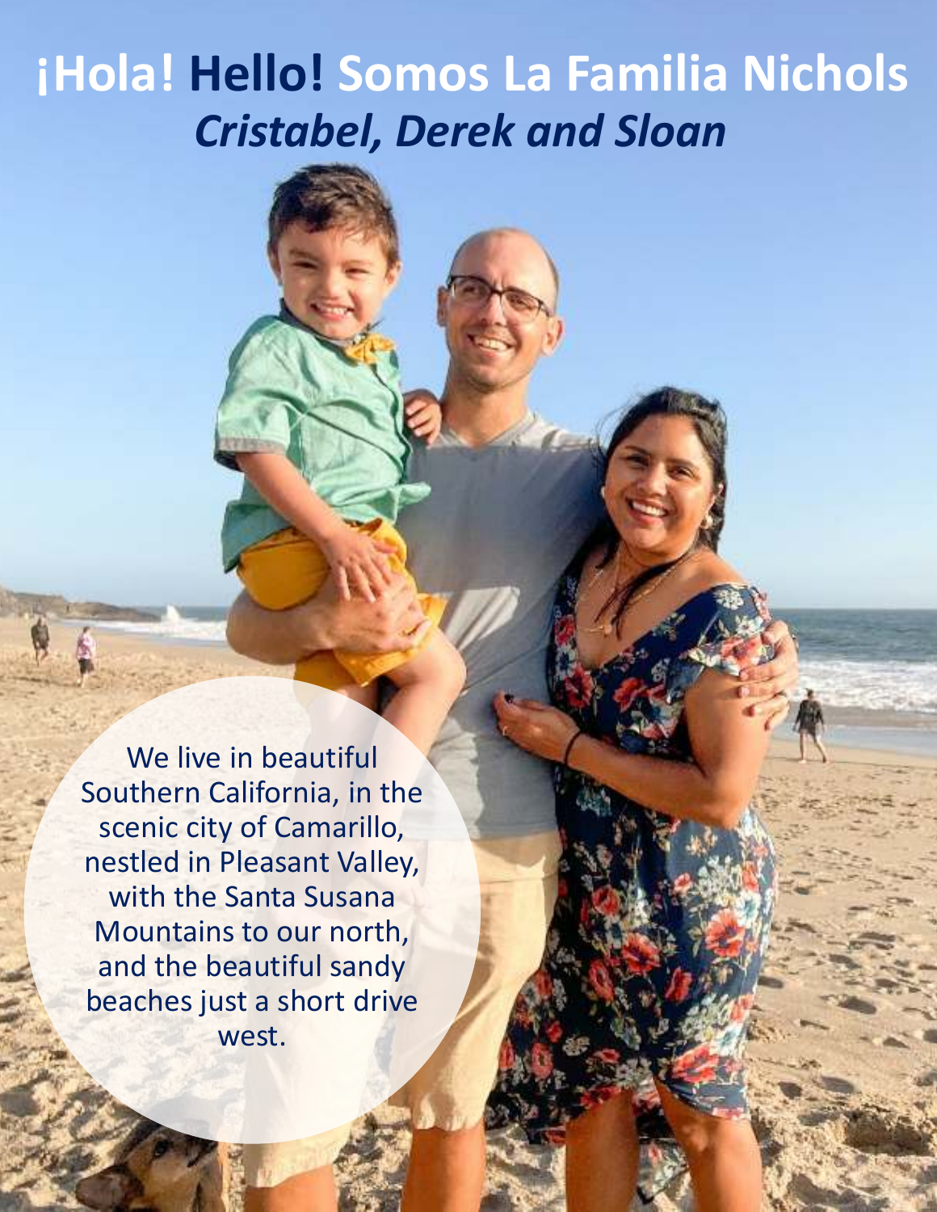# ¡Hola! Hello! Somos La Familia Nichols

## *Cristabel, Derek and Sloan*

We live in beautiful Southern California, in the scenic city of Camarillo, nestled in Pleasant Valley, with the Santa Susana Mountains to our north, and the beautiful sandy beaches just a short drive west.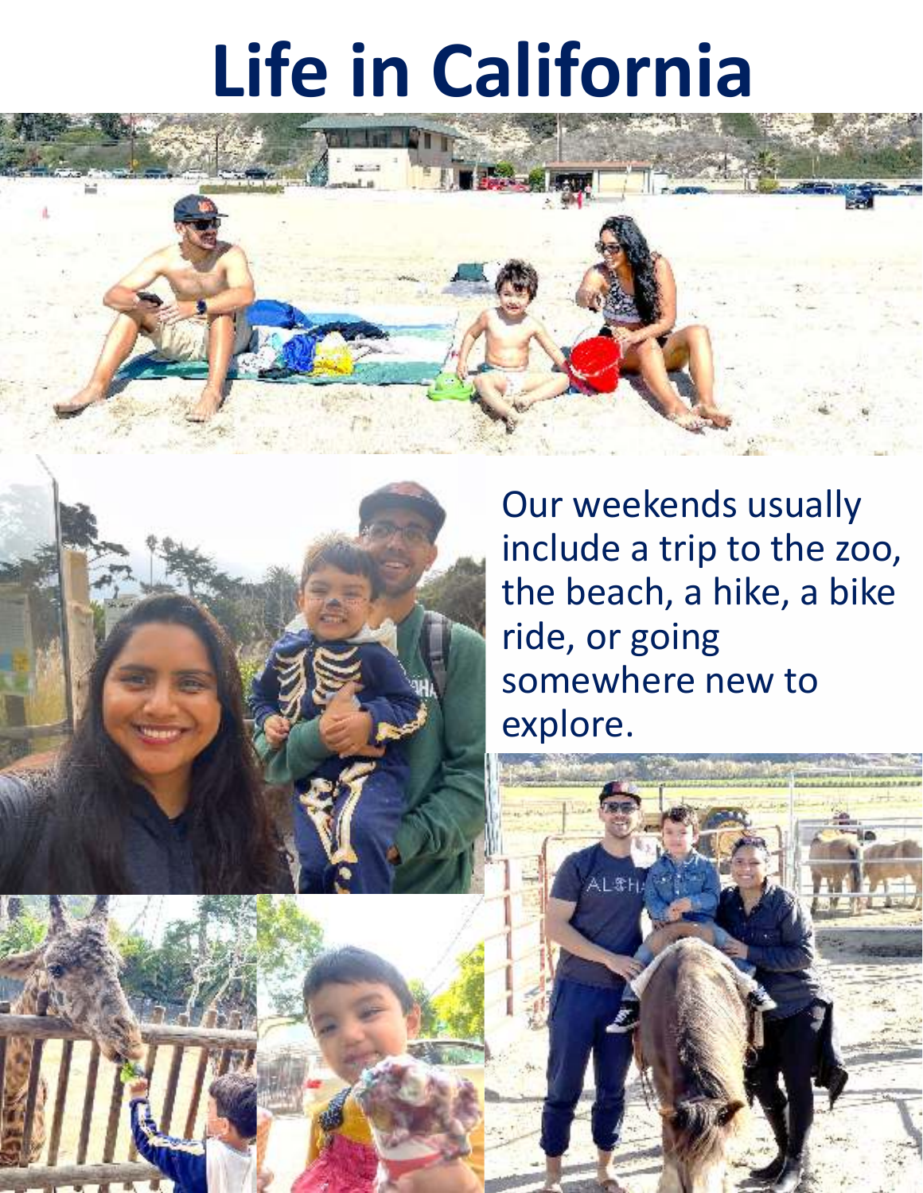# Life in California

Our weekends usually include a trip to the zoo, the beach, a hike, a bike ride, or going somewhere new to explore.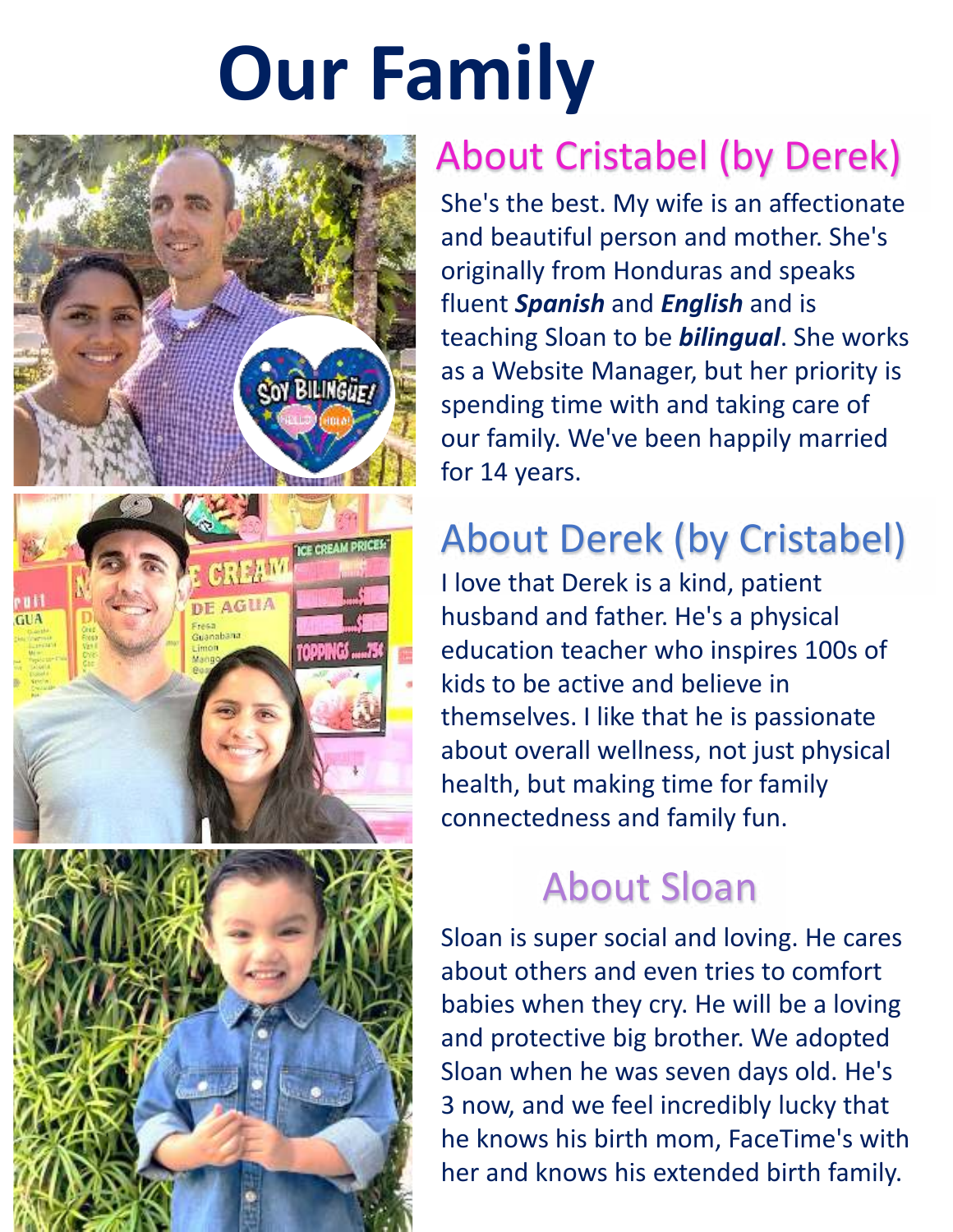# Our Family

## About Cristabel (by Derek)

She's the best. My wife is an affectionate and beautiful person and mother. She's originally from Honduras and speaks fluent ***Spanish*** and ***English*** and is teaching Sloan to be ***bilingual***. She works as a Website Manager, but her priority is spending time with and taking care of our family. We've been happily married for 14 years.

## About Derek (by Cristabel)

I love that Derek is a kind, patient husband and father. He's a physical education teacher who inspires 100s of kids to be active and believe in themselves. I like that he is passionate about overall wellness, not just physical health, but making time for family connectedness and family fun.

## About Sloan

Sloan is super social and loving. He cares about others and even tries to comfort babies when they cry. He will be a loving and protective big brother. We adopted Sloan when he was seven days old. He's 3 now, and we feel incredibly lucky that he knows his birth mom, FaceTime's with her and knows his extended birth family.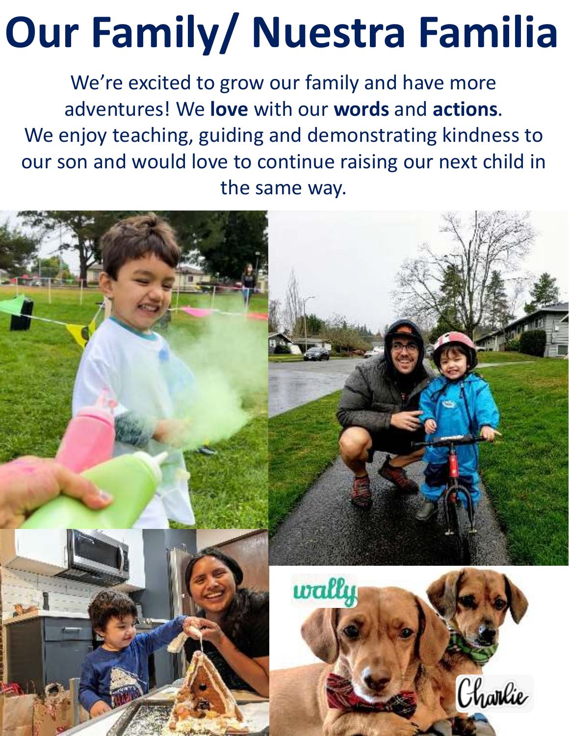# Our Family/ Nuestra Familia

We're excited to grow our family and have more adventures! We **love** with our **words** and **actions**. We enjoy teaching, guiding and demonstrating kindness to our son and would love to continue raising our next child in the same way.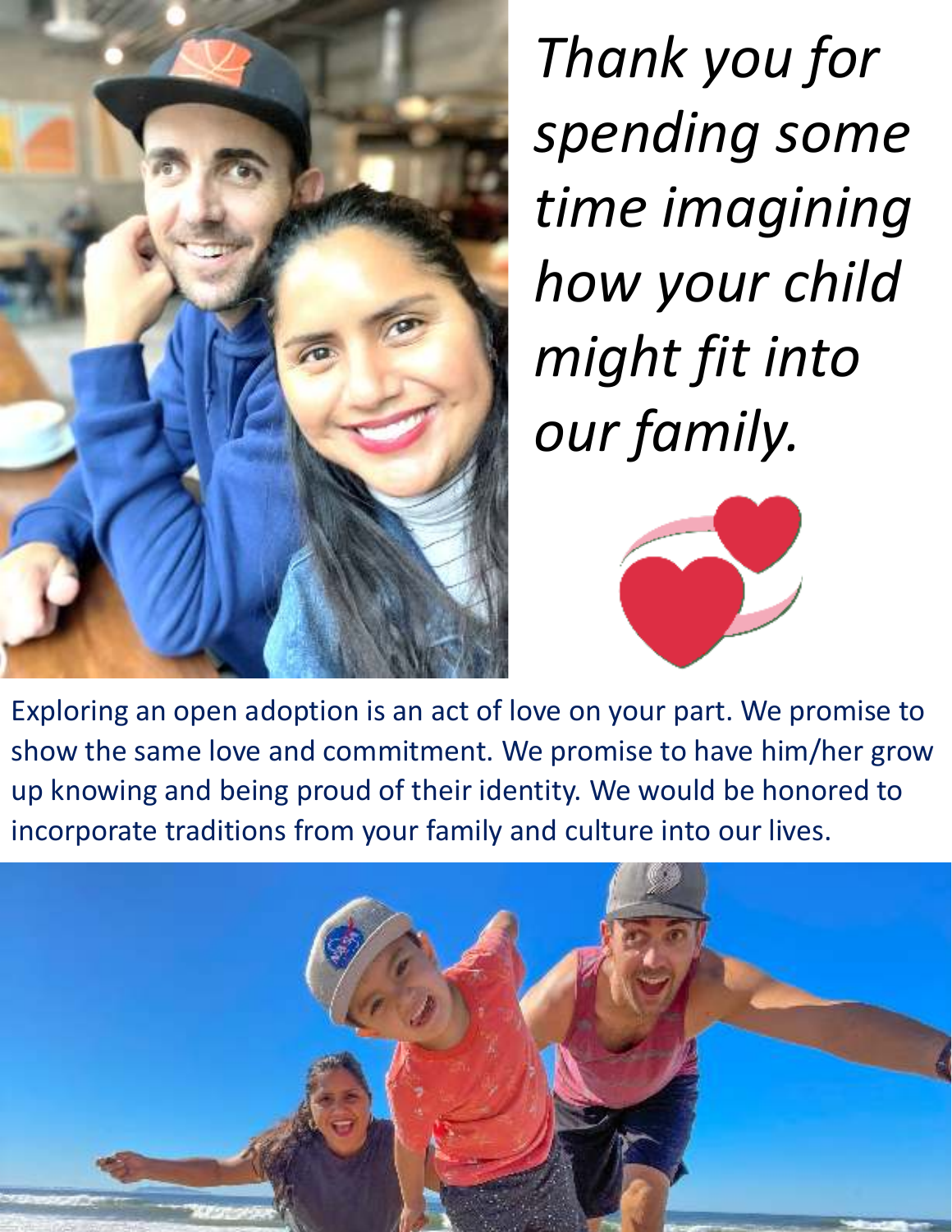*Thank you for spending some time imagining how your child might fit into our family.*

Exploring an open adoption is an act of love on your part. We promise to show the same love and commitment. We promise to have him/her grow up knowing and being proud of their identity. We would be honored to incorporate traditions from your family and culture into our lives.